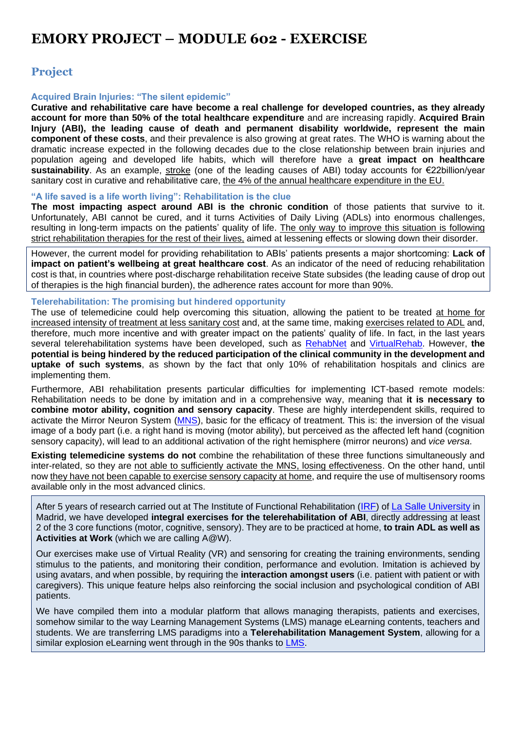# EMORY PROJECT – MODULE 602 - EXERCISE

## Project

### Acquired Brain Injuries: "The silent epidemic"

**Curative and rehabilitative care have become a real challenge for developed countries, as they already account for more than 50% of the total healthcare expenditure** and are increasing rapidly. **Acquired Brain Injury (ABI), the leading cause of death and permanent disability worldwide, represent the main component of these costs**, and their prevalence is also growing at great rates. The WHO is warning about the dramatic increase expected in the following decades due to the close relationship between brain injuries and population ageing and developed life habits, which will therefore have a **great impact on healthcare sustainability**. As an example, stroke (one of the leading causes of ABI) today accounts for €22billion/year sanitary cost in curative and rehabilitative care, the 4% of the annual healthcare expenditure in the EU.

### "A life saved is a life worth living": Rehabilitation is the clue

**The most impacting aspect around ABI is the chronic condition** of those patients that survive to it. Unfortunately, ABI cannot be cured, and it turns Activities of Daily Living (ADLs) into enormous challenges, resulting in long-term impacts on the patients' quality of life. The only way to improve this situation is following strict rehabilitation therapies for the rest of their lives, aimed at lessening effects or slowing down their disorder.

However, the current model for providing rehabilitation to ABIs' patients presents a major shortcoming: **Lack of impact on patient's wellbeing at great healthcare cost**. As an indicator of the need of reducing rehabilitation cost is that, in countries where post-discharge rehabilitation receive State subsides (the leading cause of drop out of therapies is the high financial burden), the adherence rates account for more than 90%.

### Telerehabilitation: The promising but hindered opportunity

The use of telemedicine could help overcoming this situation, allowing the patient to be treated at home for increased intensity of treatment at less sanitary cost and, at the same time, making exercises related to ADL and, therefore, much more incentive and with greater impact on the patients' quality of life. In fact, in the last years several telerehabilitation systems have been developed, such as RehabNet and VirtualRehab. However, **the potential is being hindered by the reduced participation of the clinical community in the development and uptake of such systems**, as shown by the fact that only 10% of rehabilitation hospitals and clinics are implementing them.

Furthermore, ABI rehabilitation presents particular difficulties for implementing ICT-based remote models: Rehabilitation needs to be done by imitation and in a comprehensive way, meaning that **it is necessary to combine motor ability, cognition and sensory capacity**. These are highly interdependent skills, required to activate the Mirror Neuron System (MNS), basic for the efficacy of treatment. This is: the inversion of the visual image of a body part (i.e. a right hand is moving (motor ability), but perceived as the affected left hand (cognition sensory capacity), will lead to an additional activation of the right hemisphere (mirror neurons) and *vice versa*.

**Existing telemedicine systems do not** combine the rehabilitation of these three functions simultaneously and inter-related, so they are not able to sufficiently activate the MNS, losing effectiveness. On the other hand, until now they have not been capable to exercise sensory capacity at home, and require the use of multisensory rooms available only in the most advanced clinics.

After 5 years of research carried out at The Institute of Functional Rehabilitation (IRF) of La Salle University in Madrid, we have developed **integral exercises for the telerehabilitation of ABI**, directly addressing at least 2 of the 3 core functions (motor, cognitive, sensory). They are to be practiced at home, **to train ADL as well as Activities at Work** (which we are calling A@W).

Our exercises make use of Virtual Reality (VR) and sensoring for creating the training environments, sending stimulus to the patients, and monitoring their condition, performance and evolution. Imitation is achieved by using avatars, and when possible, by requiring the **interaction amongst users** (i.e. patient with patient or with caregivers). This unique feature helps also reinforcing the social inclusion and psychological condition of ABI patients.

We have compiled them into a modular platform that allows managing therapists, patients and exercises, somehow similar to the way Learning Management Systems (LMS) manage eLearning contents, teachers and students. We are transferring LMS paradigms into a **Telerehabilitation Management System**, allowing for a similar explosion eLearning went through in the 90s thanks to LMS.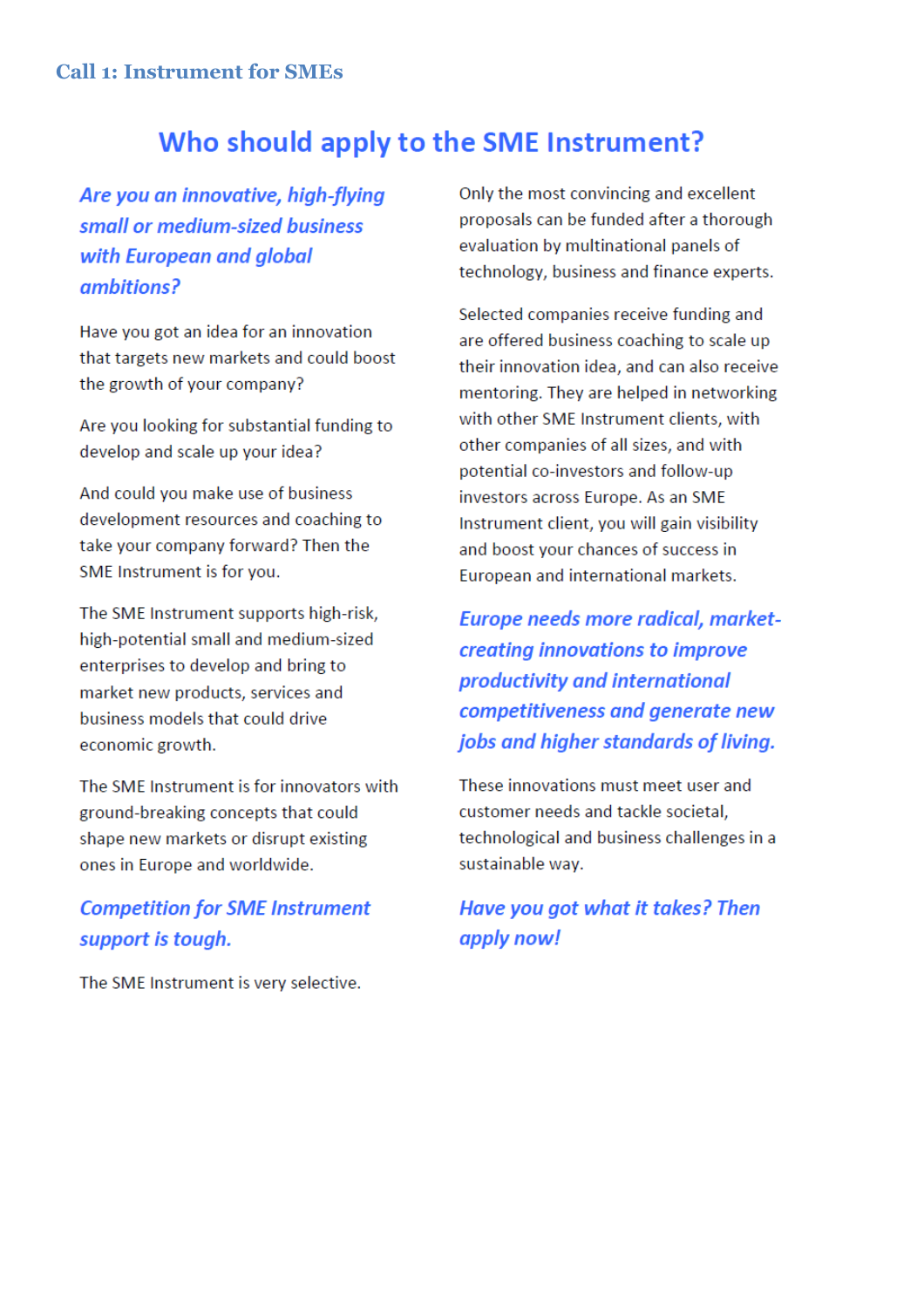### Call 1: Instrument for SMEs

## Who should apply to the SME Instrument?

***Are you an innovative, high-flying small or medium-sized business with European and global ambitions?***

Have you got an idea for an innovation that targets new markets and could boost the growth of your company?

Are you looking for substantial funding to develop and scale up your idea?

And could you make use of business development resources and coaching to take your company forward? Then the SME Instrument is for you.

The SME Instrument supports high-risk, high-potential small and medium-sized enterprises to develop and bring to market new products, services and business models that could drive economic growth.

The SME Instrument is for innovators with ground-breaking concepts that could shape new markets or disrupt existing ones in Europe and worldwide.

***Competition for SME Instrument support is tough.***

The SME Instrument is very selective.

Only the most convincing and excellent proposals can be funded after a thorough evaluation by multinational panels of technology, business and finance experts.

Selected companies receive funding and are offered business coaching to scale up their innovation idea, and can also receive mentoring. They are helped in networking with other SME Instrument clients, with other companies of all sizes, and with potential co-investors and follow-up investors across Europe. As an SME Instrument client, you will gain visibility and boost your chances of success in European and international markets.

***Europe needs more radical, market-creating innovations to improve productivity and international competitiveness and generate new jobs and higher standards of living.***

These innovations must meet user and customer needs and tackle societal, technological and business challenges in a sustainable way.

***Have you got what it takes? Then apply now!***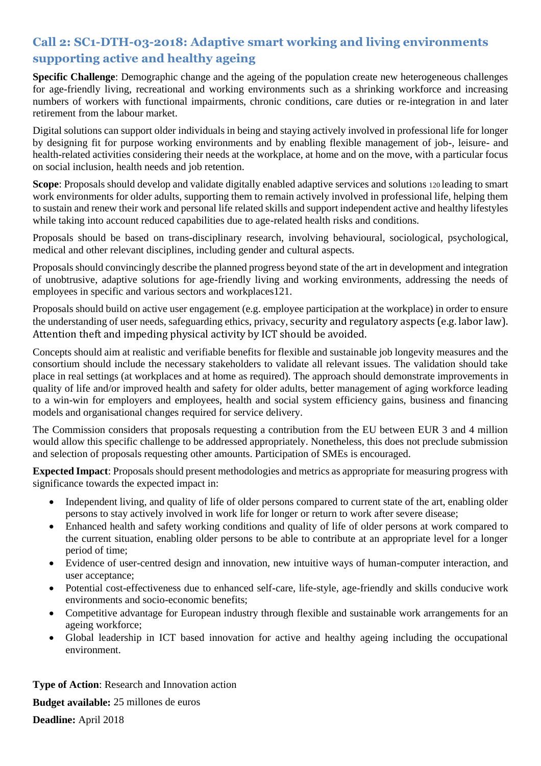## Call 2: SC1-DTH-03-2018: Adaptive smart working and living environments supporting active and healthy ageing

**Specific Challenge**: Demographic change and the ageing of the population create new heterogeneous challenges for age-friendly living, recreational and working environments such as a shrinking workforce and increasing numbers of workers with functional impairments, chronic conditions, care duties or re-integration in and later retirement from the labour market.

Digital solutions can support older individuals in being and staying actively involved in professional life for longer by designing fit for purpose working environments and by enabling flexible management of job-, leisure- and health-related activities considering their needs at the workplace, at home and on the move, with a particular focus on social inclusion, health needs and job retention.

**Scope**: Proposals should develop and validate digitally enabled adaptive services and solutions 120 leading to smart work environments for older adults, supporting them to remain actively involved in professional life, helping them to sustain and renew their work and personal life related skills and support independent active and healthy lifestyles while taking into account reduced capabilities due to age-related health risks and conditions.

Proposals should be based on trans-disciplinary research, involving behavioural, sociological, psychological, medical and other relevant disciplines, including gender and cultural aspects.

Proposals should convincingly describe the planned progress beyond state of the art in development and integration of unobtrusive, adaptive solutions for age-friendly living and working environments, addressing the needs of employees in specific and various sectors and workplaces121.

Proposals should build on active user engagement (e.g. employee participation at the workplace) in order to ensure the understanding of user needs, safeguarding ethics, privacy, security and regulatory aspects (e.g. labor law). Attention theft and impeding physical activity by ICT should be avoided.

Concepts should aim at realistic and verifiable benefits for flexible and sustainable job longevity measures and the consortium should include the necessary stakeholders to validate all relevant issues. The validation should take place in real settings (at workplaces and at home as required). The approach should demonstrate improvements in quality of life and/or improved health and safety for older adults, better management of aging workforce leading to a win-win for employers and employees, health and social system efficiency gains, business and financing models and organisational changes required for service delivery.

The Commission considers that proposals requesting a contribution from the EU between EUR 3 and 4 million would allow this specific challenge to be addressed appropriately. Nonetheless, this does not preclude submission and selection of proposals requesting other amounts. Participation of SMEs is encouraged.

**Expected Impact**: Proposals should present methodologies and metrics as appropriate for measuring progress with significance towards the expected impact in:

- Independent living, and quality of life of older persons compared to current state of the art, enabling older persons to stay actively involved in work life for longer or return to work after severe disease;
- Enhanced health and safety working conditions and quality of life of older persons at work compared to the current situation, enabling older persons to be able to contribute at an appropriate level for a longer period of time;
- Evidence of user-centred design and innovation, new intuitive ways of human-computer interaction, and user acceptance;
- Potential cost-effectiveness due to enhanced self-care, life-style, age-friendly and skills conducive work environments and socio-economic benefits;
- Competitive advantage for European industry through flexible and sustainable work arrangements for an ageing workforce;
- Global leadership in ICT based innovation for active and healthy ageing including the occupational environment.

**Type of Action**: Research and Innovation action

**Budget available:** 25 millones de euros

**Deadline:** April 2018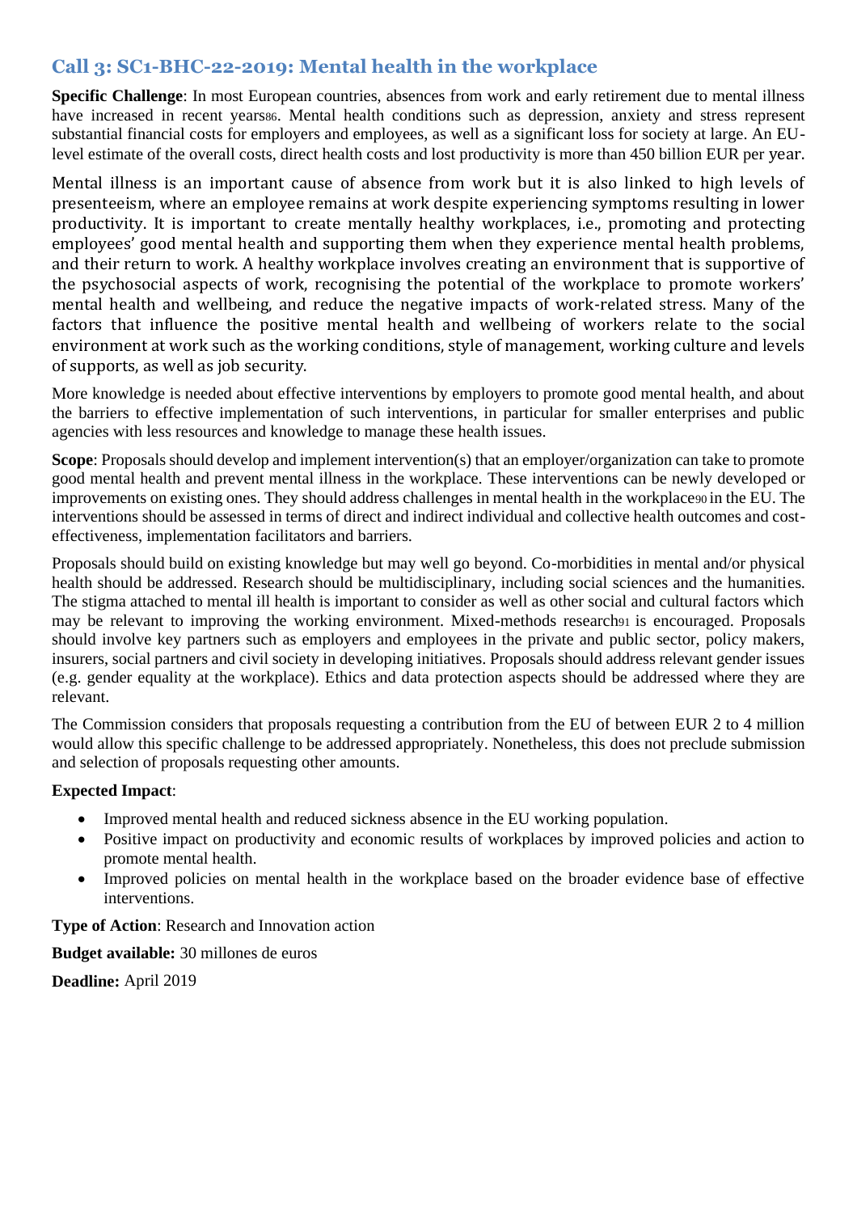## Call 3: SC1-BHC-22-2019: Mental health in the workplace

**Specific Challenge**: In most European countries, absences from work and early retirement due to mental illness have increased in recent years[86]. Mental health conditions such as depression, anxiety and stress represent substantial financial costs for employers and employees, as well as a significant loss for society at large. An EU-level estimate of the overall costs, direct health costs and lost productivity is more than 450 billion EUR per year.

Mental illness is an important cause of absence from work but it is also linked to high levels of presenteeism, where an employee remains at work despite experiencing symptoms resulting in lower productivity. It is important to create mentally healthy workplaces, i.e., promoting and protecting employees' good mental health and supporting them when they experience mental health problems, and their return to work. A healthy workplace involves creating an environment that is supportive of the psychosocial aspects of work, recognising the potential of the workplace to promote workers' mental health and wellbeing, and reduce the negative impacts of work-related stress. Many of the factors that influence the positive mental health and wellbeing of workers relate to the social environment at work such as the working conditions, style of management, working culture and levels of supports, as well as job security.

More knowledge is needed about effective interventions by employers to promote good mental health, and about the barriers to effective implementation of such interventions, in particular for smaller enterprises and public agencies with less resources and knowledge to manage these health issues.

**Scope**: Proposals should develop and implement intervention(s) that an employer/organization can take to promote good mental health and prevent mental illness in the workplace. These interventions can be newly developed or improvements on existing ones. They should address challenges in mental health in the workplace[90] in the EU. The interventions should be assessed in terms of direct and indirect individual and collective health outcomes and cost-effectiveness, implementation facilitators and barriers.

Proposals should build on existing knowledge but may well go beyond. Co-morbidities in mental and/or physical health should be addressed. Research should be multidisciplinary, including social sciences and the humanities. The stigma attached to mental ill health is important to consider as well as other social and cultural factors which may be relevant to improving the working environment. Mixed-methods research[91] is encouraged. Proposals should involve key partners such as employers and employees in the private and public sector, policy makers, insurers, social partners and civil society in developing initiatives. Proposals should address relevant gender issues (e.g. gender equality at the workplace). Ethics and data protection aspects should be addressed where they are relevant.

The Commission considers that proposals requesting a contribution from the EU of between EUR 2 to 4 million would allow this specific challenge to be addressed appropriately. Nonetheless, this does not preclude submission and selection of proposals requesting other amounts.

**Expected Impact**:

- Improved mental health and reduced sickness absence in the EU working population.
- Positive impact on productivity and economic results of workplaces by improved policies and action to promote mental health.
- Improved policies on mental health in the workplace based on the broader evidence base of effective interventions.

**Type of Action**: Research and Innovation action

**Budget available:** 30 millones de euros

**Deadline:** April 2019